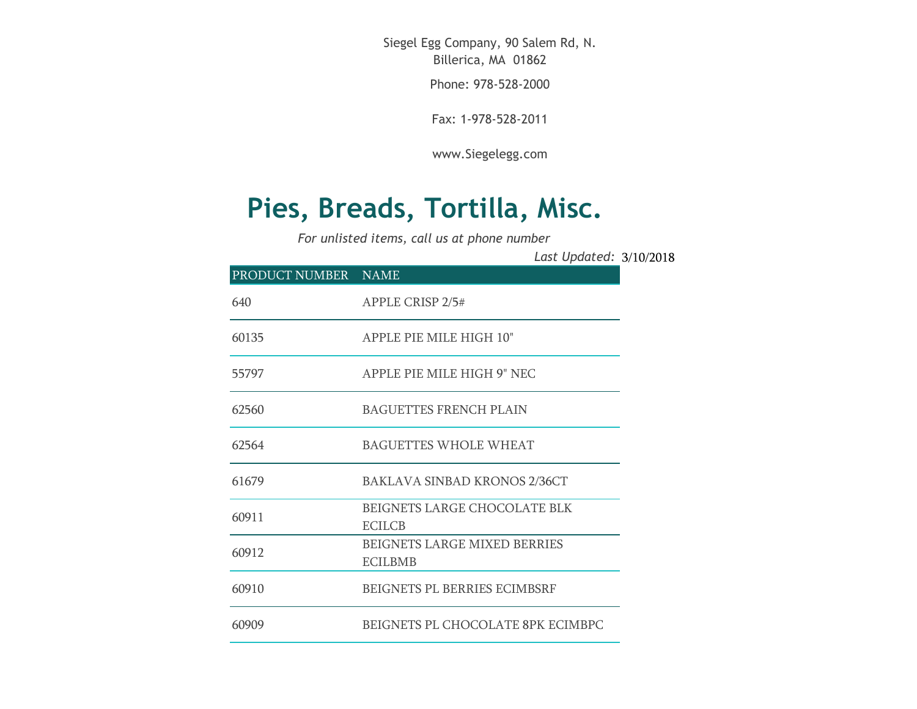Siegel Egg Company, 90 Salem Rd, N. Billerica, MA 01862

Phone: 978-528-2000

Fax: 1-978-528-2011

www.Siegelegg.com

# Pies, Breads, Tortilla, Misc.

*For unlisted items, call us at phone number*

*Last Updated:* 3/10/2018

| PRODUCT NUMBER | NAME |
|---|---|
| 640 | APPLE CRISP 2/5# |
| 60135 | APPLE PIE MILE HIGH 10" |
| 55797 | APPLE PIE MILE HIGH 9" NEC |
| 62560 | BAGUETTES FRENCH PLAIN |
| 62564 | BAGUETTES WHOLE WHEAT |
| 61679 | BAKLAVA SINBAD KRONOS 2/36CT |
| 60911 | BEIGNETS LARGE CHOCOLATE BLK ECILCB |
| 60912 | BEIGNETS LARGE MIXED BERRIES ECILBMB |
| 60910 | BEIGNETS PL BERRIES ECIMBSRF |
| 60909 | BEIGNETS PL CHOCOLATE 8PK ECIMBPC |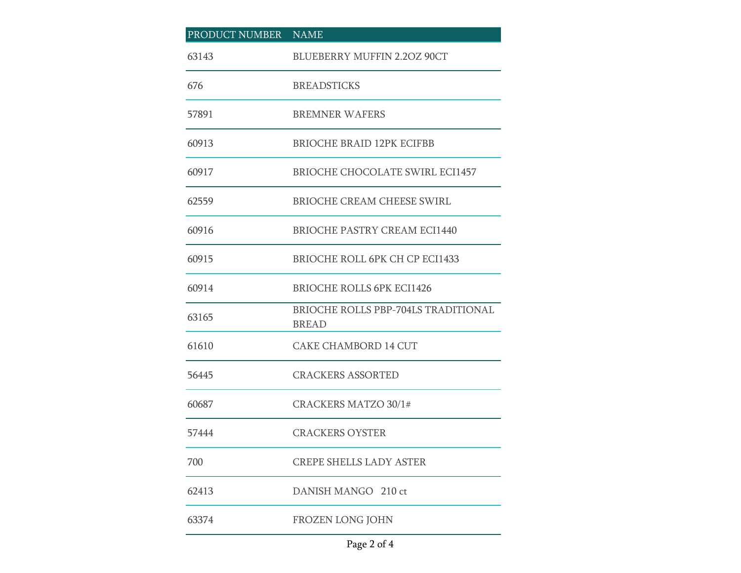| PRODUCT NUMBER | NAME |
|---|---|
| 63143 | BLUEBERRY MUFFIN 2.2OZ 90CT |
| 676 | BREADSTICKS |
| 57891 | BREMNER WAFERS |
| 60913 | BRIOCHE BRAID 12PK ECIFBB |
| 60917 | BRIOCHE CHOCOLATE SWIRL ECI1457 |
| 62559 | BRIOCHE CREAM CHEESE SWIRL |
| 60916 | BRIOCHE PASTRY CREAM ECI1440 |
| 60915 | BRIOCHE ROLL 6PK CH CP ECI1433 |
| 60914 | BRIOCHE ROLLS 6PK ECI1426 |
| 63165 | BRIOCHE ROLLS PBP-704LS TRADITIONAL BREAD |
| 61610 | CAKE CHAMBORD 14 CUT |
| 56445 | CRACKERS ASSORTED |
| 60687 | CRACKERS MATZO 30/1# |
| 57444 | CRACKERS OYSTER |
| 700 | CREPE SHELLS LADY ASTER |
| 62413 | DANISH MANGO 210 ct |
| 63374 | FROZEN LONG JOHN |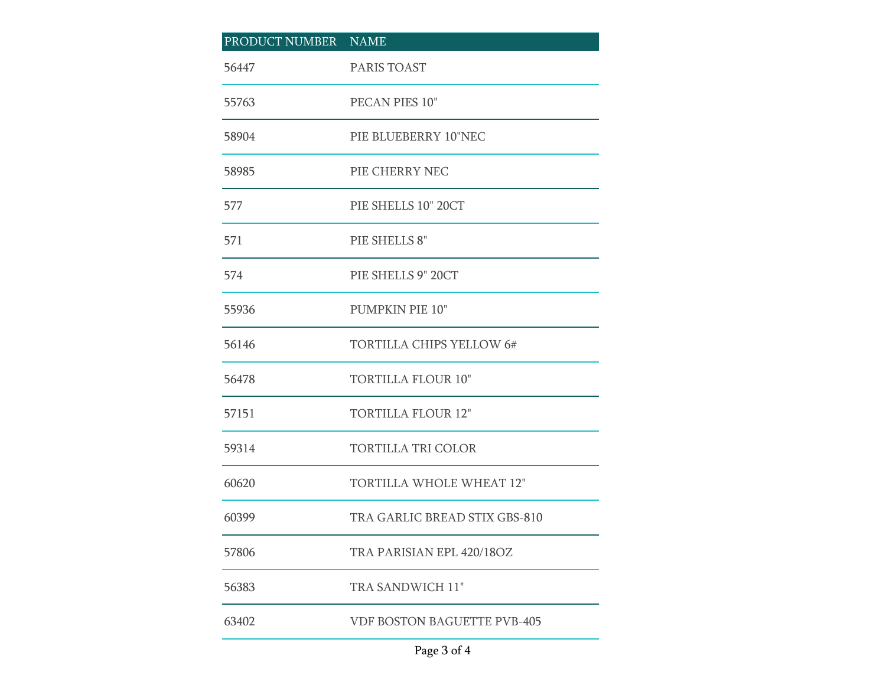| PRODUCT NUMBER | NAME |
|---|---|
| 56447 | PARIS TOAST |
| 55763 | PECAN PIES 10" |
| 58904 | PIE BLUEBERRY 10"NEC |
| 58985 | PIE CHERRY NEC |
| 577 | PIE SHELLS 10" 20CT |
| 571 | PIE SHELLS 8" |
| 574 | PIE SHELLS 9" 20CT |
| 55936 | PUMPKIN PIE 10" |
| 56146 | TORTILLA CHIPS YELLOW 6# |
| 56478 | TORTILLA FLOUR 10" |
| 57151 | TORTILLA FLOUR 12" |
| 59314 | TORTILLA TRI COLOR |
| 60620 | TORTILLA WHOLE WHEAT 12" |
| 60399 | TRA GARLIC BREAD STIX GBS-810 |
| 57806 | TRA PARISIAN EPL 420/18OZ |
| 56383 | TRA SANDWICH 11" |
| 63402 | VDF BOSTON BAGUETTE PVB-405 |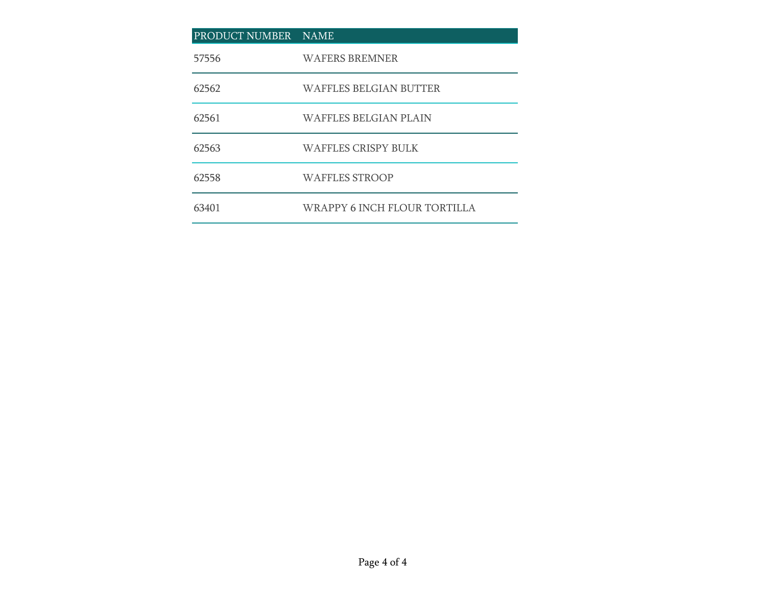| PRODUCT NUMBER | NAME |
|---|---|
| 57556 | WAFERS BREMNER |
| 62562 | WAFFLES BELGIAN BUTTER |
| 62561 | WAFFLES BELGIAN PLAIN |
| 62563 | WAFFLES CRISPY BULK |
| 62558 | WAFFLES STROOP |
| 63401 | WRAPPY 6 INCH FLOUR TORTILLA |